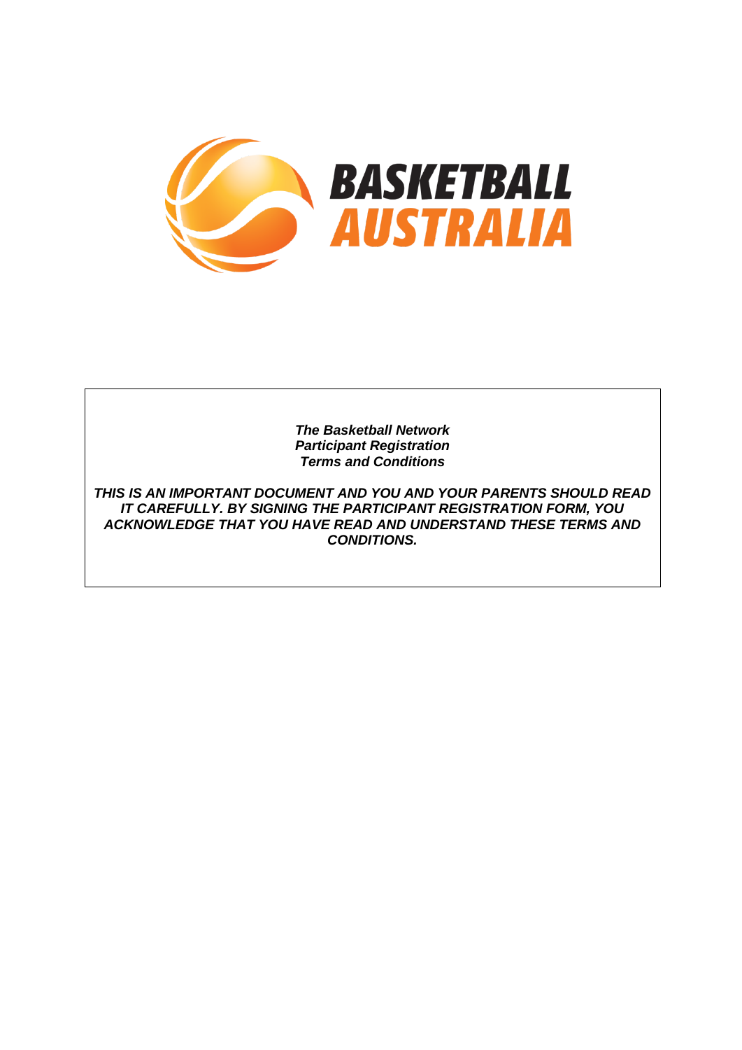# BASKETBALL AUSTRALIA

***The Basketball Network***
***Participant Registration***
***Terms and Conditions***

***THIS IS AN IMPORTANT DOCUMENT AND YOU AND YOUR PARENTS SHOULD READ IT CAREFULLY. BY SIGNING THE PARTICIPANT REGISTRATION FORM, YOU ACKNOWLEDGE THAT YOU HAVE READ AND UNDERSTAND THESE TERMS AND CONDITIONS.***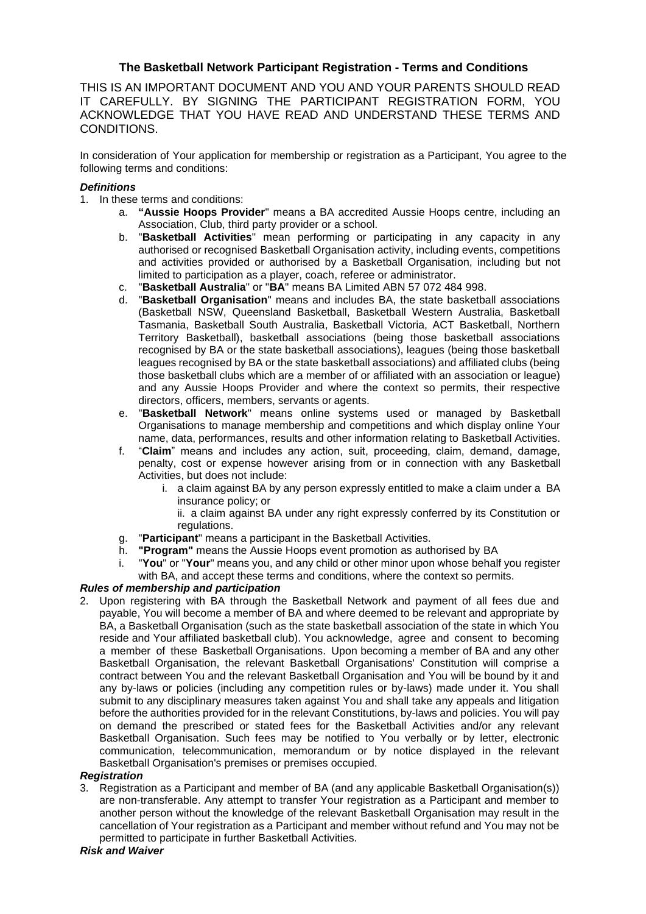### The Basketball Network Participant Registration - Terms and Conditions

THIS IS AN IMPORTANT DOCUMENT AND YOU AND YOUR PARENTS SHOULD READ IT CAREFULLY. BY SIGNING THE PARTICIPANT REGISTRATION FORM, YOU ACKNOWLEDGE THAT YOU HAVE READ AND UNDERSTAND THESE TERMS AND CONDITIONS.

In consideration of Your application for membership or registration as a Participant, You agree to the following terms and conditions:

***Definitions***

1. In these terms and conditions:
   a. **"Aussie Hoops Provider**" means a BA accredited Aussie Hoops centre, including an Association, Club, third party provider or a school.
   b. "**Basketball Activities**" mean performing or participating in any capacity in any authorised or recognised Basketball Organisation activity, including events, competitions and activities provided or authorised by a Basketball Organisation, including but not limited to participation as a player, coach, referee or administrator.
   c. "**Basketball Australia**" or "**BA**" means BA Limited ABN 57 072 484 998.
   d. "**Basketball Organisation**" means and includes BA, the state basketball associations (Basketball NSW, Queensland Basketball, Basketball Western Australia, Basketball Tasmania, Basketball South Australia, Basketball Victoria, ACT Basketball, Northern Territory Basketball), basketball associations (being those basketball associations recognised by BA or the state basketball associations), leagues (being those basketball leagues recognised by BA or the state basketball associations) and affiliated clubs (being those basketball clubs which are a member of or affiliated with an association or league) and any Aussie Hoops Provider and where the context so permits, their respective directors, officers, members, servants or agents.
   e. "**Basketball Network**" means online systems used or managed by Basketball Organisations to manage membership and competitions and which display online Your name, data, performances, results and other information relating to Basketball Activities.
   f. "**Claim**" means and includes any action, suit, proceeding, claim, demand, damage, penalty, cost or expense however arising from or in connection with any Basketball Activities, but does not include:
      i. a claim against BA by any person expressly entitled to make a claim under a BA insurance policy; or
      ii. a claim against BA under any right expressly conferred by its Constitution or regulations.
   g. "**Participant**" means a participant in the Basketball Activities.
   h. **"Program"** means the Aussie Hoops event promotion as authorised by BA
   i. "**You**" or "**Your**" means you, and any child or other minor upon whose behalf you register with BA, and accept these terms and conditions, where the context so permits.

***Rules of membership and participation***

2. Upon registering with BA through the Basketball Network and payment of all fees due and payable, You will become a member of BA and where deemed to be relevant and appropriate by BA, a Basketball Organisation (such as the state basketball association of the state in which You reside and Your affiliated basketball club). You acknowledge, agree and consent to becoming a member of these Basketball Organisations. Upon becoming a member of BA and any other Basketball Organisation, the relevant Basketball Organisations' Constitution will comprise a contract between You and the relevant Basketball Organisation and You will be bound by it and any by-laws or policies (including any competition rules or by-laws) made under it. You shall submit to any disciplinary measures taken against You and shall take any appeals and litigation before the authorities provided for in the relevant Constitutions, by-laws and policies. You will pay on demand the prescribed or stated fees for the Basketball Activities and/or any relevant Basketball Organisation. Such fees may be notified to You verbally or by letter, electronic communication, telecommunication, memorandum or by notice displayed in the relevant Basketball Organisation's premises or premises occupied.

***Registration***

3. Registration as a Participant and member of BA (and any applicable Basketball Organisation(s)) are non-transferable. Any attempt to transfer Your registration as a Participant and member to another person without the knowledge of the relevant Basketball Organisation may result in the cancellation of Your registration as a Participant and member without refund and You may not be permitted to participate in further Basketball Activities.

***Risk and Waiver***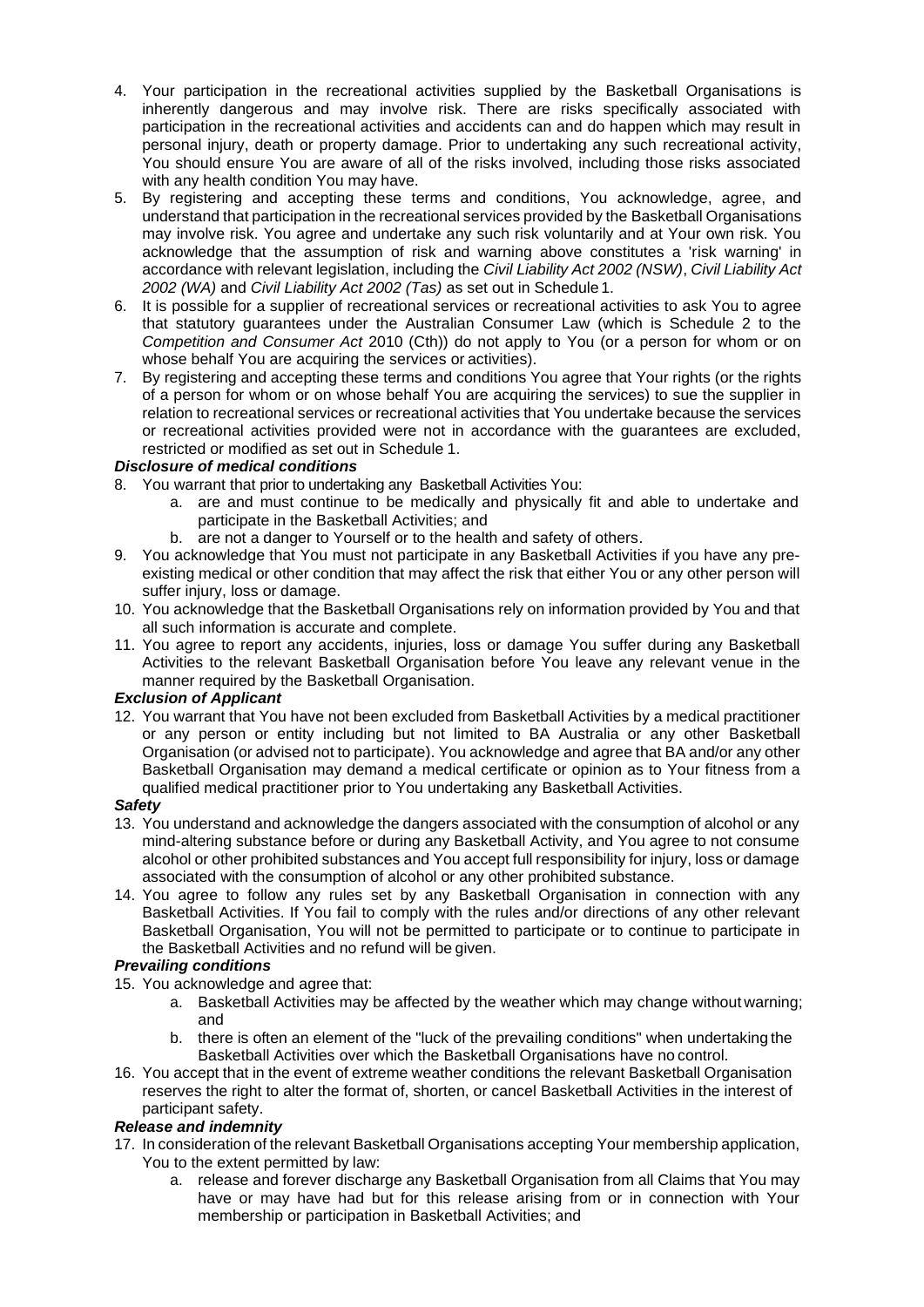4. Your participation in the recreational activities supplied by the Basketball Organisations is inherently dangerous and may involve risk. There are risks specifically associated with participation in the recreational activities and accidents can and do happen which may result in personal injury, death or property damage. Prior to undertaking any such recreational activity, You should ensure You are aware of all of the risks involved, including those risks associated with any health condition You may have.
5. By registering and accepting these terms and conditions, You acknowledge, agree, and understand that participation in the recreational services provided by the Basketball Organisations may involve risk. You agree and undertake any such risk voluntarily and at Your own risk. You acknowledge that the assumption of risk and warning above constitutes a 'risk warning' in accordance with relevant legislation, including the *Civil Liability Act 2002 (NSW)*, *Civil Liability Act 2002 (WA)* and *Civil Liability Act 2002 (Tas)* as set out in Schedule 1.
6. It is possible for a supplier of recreational services or recreational activities to ask You to agree that statutory guarantees under the Australian Consumer Law (which is Schedule 2 to the *Competition and Consumer Act* 2010 (Cth)) do not apply to You (or a person for whom or on whose behalf You are acquiring the services or activities).
7. By registering and accepting these terms and conditions You agree that Your rights (or the rights of a person for whom or on whose behalf You are acquiring the services) to sue the supplier in relation to recreational services or recreational activities that You undertake because the services or recreational activities provided were not in accordance with the guarantees are excluded, restricted or modified as set out in Schedule 1.

***Disclosure of medical conditions***

8. You warrant that prior to undertaking any Basketball Activities You:
   a. are and must continue to be medically and physically fit and able to undertake and participate in the Basketball Activities; and
   b. are not a danger to Yourself or to the health and safety of others.
9. You acknowledge that You must not participate in any Basketball Activities if you have any pre-existing medical or other condition that may affect the risk that either You or any other person will suffer injury, loss or damage.
10. You acknowledge that the Basketball Organisations rely on information provided by You and that all such information is accurate and complete.
11. You agree to report any accidents, injuries, loss or damage You suffer during any Basketball Activities to the relevant Basketball Organisation before You leave any relevant venue in the manner required by the Basketball Organisation.

***Exclusion of Applicant***

12. You warrant that You have not been excluded from Basketball Activities by a medical practitioner or any person or entity including but not limited to BA Australia or any other Basketball Organisation (or advised not to participate). You acknowledge and agree that BA and/or any other Basketball Organisation may demand a medical certificate or opinion as to Your fitness from a qualified medical practitioner prior to You undertaking any Basketball Activities.

***Safety***

13. You understand and acknowledge the dangers associated with the consumption of alcohol or any mind-altering substance before or during any Basketball Activity, and You agree to not consume alcohol or other prohibited substances and You accept full responsibility for injury, loss or damage associated with the consumption of alcohol or any other prohibited substance.
14. You agree to follow any rules set by any Basketball Organisation in connection with any Basketball Activities. If You fail to comply with the rules and/or directions of any other relevant Basketball Organisation, You will not be permitted to participate or to continue to participate in the Basketball Activities and no refund will be given.

***Prevailing conditions***

15. You acknowledge and agree that:
    a. Basketball Activities may be affected by the weather which may change without warning; and
    b. there is often an element of the "luck of the prevailing conditions" when undertaking the Basketball Activities over which the Basketball Organisations have no control.
16. You accept that in the event of extreme weather conditions the relevant Basketball Organisation reserves the right to alter the format of, shorten, or cancel Basketball Activities in the interest of participant safety.

***Release and indemnity***

17. In consideration of the relevant Basketball Organisations accepting Your membership application, You to the extent permitted by law:
    a. release and forever discharge any Basketball Organisation from all Claims that You may have or may have had but for this release arising from or in connection with Your membership or participation in Basketball Activities; and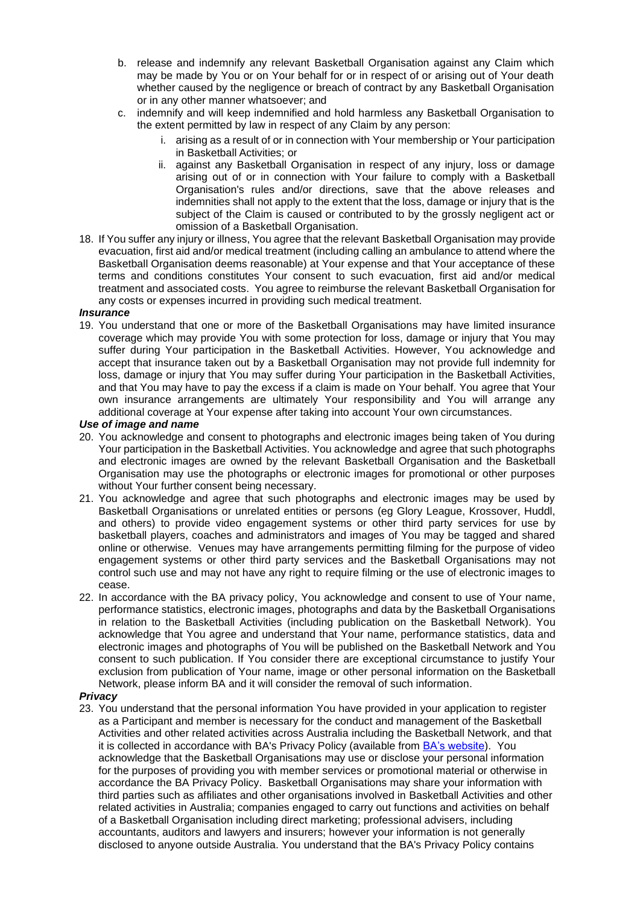b. release and indemnify any relevant Basketball Organisation against any Claim which may be made by You or on Your behalf for or in respect of or arising out of Your death whether caused by the negligence or breach of contract by any Basketball Organisation or in any other manner whatsoever; and

c. indemnify and will keep indemnified and hold harmless any Basketball Organisation to the extent permitted by law in respect of any Claim by any person:

   i. arising as a result of or in connection with Your membership or Your participation in Basketball Activities; or

   ii. against any Basketball Organisation in respect of any injury, loss or damage arising out of or in connection with Your failure to comply with a Basketball Organisation's rules and/or directions, save that the above releases and indemnities shall not apply to the extent that the loss, damage or injury that is the subject of the Claim is caused or contributed to by the grossly negligent act or omission of a Basketball Organisation.

18. If You suffer any injury or illness, You agree that the relevant Basketball Organisation may provide evacuation, first aid and/or medical treatment (including calling an ambulance to attend where the Basketball Organisation deems reasonable) at Your expense and that Your acceptance of these terms and conditions constitutes Your consent to such evacuation, first aid and/or medical treatment and associated costs. You agree to reimburse the relevant Basketball Organisation for any costs or expenses incurred in providing such medical treatment.

***Insurance***

19. You understand that one or more of the Basketball Organisations may have limited insurance coverage which may provide You with some protection for loss, damage or injury that You may suffer during Your participation in the Basketball Activities. However, You acknowledge and accept that insurance taken out by a Basketball Organisation may not provide full indemnity for loss, damage or injury that You may suffer during Your participation in the Basketball Activities, and that You may have to pay the excess if a claim is made on Your behalf. You agree that Your own insurance arrangements are ultimately Your responsibility and You will arrange any additional coverage at Your expense after taking into account Your own circumstances.

***Use of image and name***

20. You acknowledge and consent to photographs and electronic images being taken of You during Your participation in the Basketball Activities. You acknowledge and agree that such photographs and electronic images are owned by the relevant Basketball Organisation and the Basketball Organisation may use the photographs or electronic images for promotional or other purposes without Your further consent being necessary.

21. You acknowledge and agree that such photographs and electronic images may be used by Basketball Organisations or unrelated entities or persons (eg Glory League, Krossover, Huddl, and others) to provide video engagement systems or other third party services for use by basketball players, coaches and administrators and images of You may be tagged and shared online or otherwise. Venues may have arrangements permitting filming for the purpose of video engagement systems or other third party services and the Basketball Organisations may not control such use and may not have any right to require filming or the use of electronic images to cease.

22. In accordance with the BA privacy policy, You acknowledge and consent to use of Your name, performance statistics, electronic images, photographs and data by the Basketball Organisations in relation to the Basketball Activities (including publication on the Basketball Network). You acknowledge that You agree and understand that Your name, performance statistics, data and electronic images and photographs of You will be published on the Basketball Network and You consent to such publication. If You consider there are exceptional circumstance to justify Your exclusion from publication of Your name, image or other personal information on the Basketball Network, please inform BA and it will consider the removal of such information.

***Privacy***

23. You understand that the personal information You have provided in your application to register as a Participant and member is necessary for the conduct and management of the Basketball Activities and other related activities across Australia including the Basketball Network, and that it is collected in accordance with BA's Privacy Policy (available from BA's website). You acknowledge that the Basketball Organisations may use or disclose your personal information for the purposes of providing you with member services or promotional material or otherwise in accordance the BA Privacy Policy. Basketball Organisations may share your information with third parties such as affiliates and other organisations involved in Basketball Activities and other related activities in Australia; companies engaged to carry out functions and activities on behalf of a Basketball Organisation including direct marketing; professional advisers, including accountants, auditors and lawyers and insurers; however your information is not generally disclosed to anyone outside Australia. You understand that the BA's Privacy Policy contains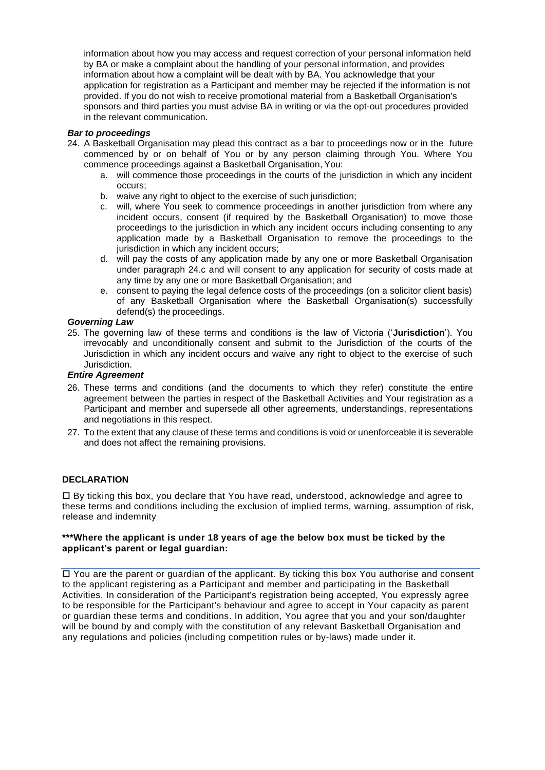information about how you may access and request correction of your personal information held by BA or make a complaint about the handling of your personal information, and provides information about how a complaint will be dealt with by BA. You acknowledge that your application for registration as a Participant and member may be rejected if the information is not provided. If you do not wish to receive promotional material from a Basketball Organisation's sponsors and third parties you must advise BA in writing or via the opt-out procedures provided in the relevant communication.

***Bar to proceedings***

24. A Basketball Organisation may plead this contract as a bar to proceedings now or in the future commenced by or on behalf of You or by any person claiming through You. Where You commence proceedings against a Basketball Organisation, You:
    a. will commence those proceedings in the courts of the jurisdiction in which any incident occurs;
    b. waive any right to object to the exercise of such jurisdiction;
    c. will, where You seek to commence proceedings in another jurisdiction from where any incident occurs, consent (if required by the Basketball Organisation) to move those proceedings to the jurisdiction in which any incident occurs including consenting to any application made by a Basketball Organisation to remove the proceedings to the jurisdiction in which any incident occurs;
    d. will pay the costs of any application made by any one or more Basketball Organisation under paragraph 24.c and will consent to any application for security of costs made at any time by any one or more Basketball Organisation; and
    e. consent to paying the legal defence costs of the proceedings (on a solicitor client basis) of any Basketball Organisation where the Basketball Organisation(s) successfully defend(s) the proceedings.

***Governing Law***

25. The governing law of these terms and conditions is the law of Victoria ('**Jurisdiction**'). You irrevocably and unconditionally consent and submit to the Jurisdiction of the courts of the Jurisdiction in which any incident occurs and waive any right to object to the exercise of such Jurisdiction.

***Entire Agreement***

26. These terms and conditions (and the documents to which they refer) constitute the entire agreement between the parties in respect of the Basketball Activities and Your registration as a Participant and member and supersede all other agreements, understandings, representations and negotiations in this respect.
27. To the extent that any clause of these terms and conditions is void or unenforceable it is severable and does not affect the remaining provisions.

**DECLARATION**

☐ By ticking this box, you declare that You have read, understood, acknowledge and agree to these terms and conditions including the exclusion of implied terms, warning, assumption of risk, release and indemnity

**\*\*\*Where the applicant is under 18 years of age the below box must be ticked by the applicant's parent or legal guardian:**

☐ You are the parent or guardian of the applicant. By ticking this box You authorise and consent to the applicant registering as a Participant and member and participating in the Basketball Activities. In consideration of the Participant's registration being accepted, You expressly agree to be responsible for the Participant's behaviour and agree to accept in Your capacity as parent or guardian these terms and conditions. In addition, You agree that you and your son/daughter will be bound by and comply with the constitution of any relevant Basketball Organisation and any regulations and policies (including competition rules or by-laws) made under it.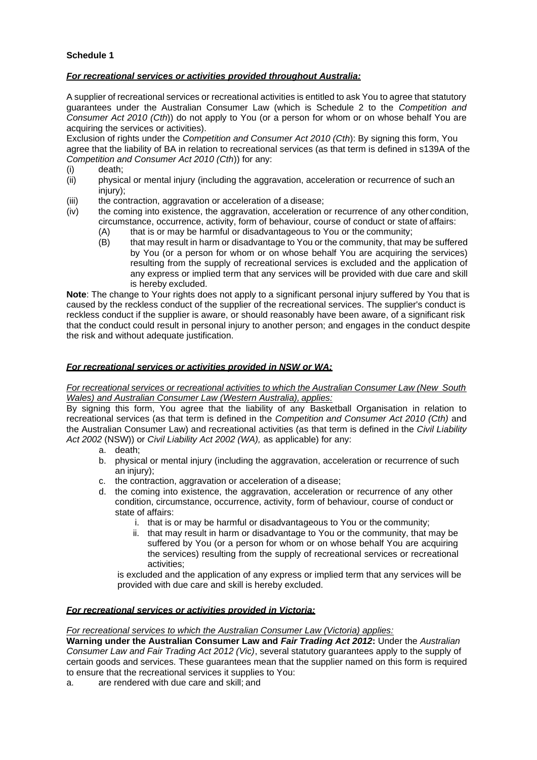**Schedule 1**

***For recreational services or activities provided throughout Australia:***

A supplier of recreational services or recreational activities is entitled to ask You to agree that statutory guarantees under the Australian Consumer Law (which is Schedule 2 to the *Competition and Consumer Act 2010 (Cth)*) do not apply to You (or a person for whom or on whose behalf You are acquiring the services or activities).

Exclusion of rights under the *Competition and Consumer Act 2010 (Cth)*: By signing this form, You agree that the liability of BA in relation to recreational services (as that term is defined in s139A of the *Competition and Consumer Act 2010 (Cth)*) for any:

(i) death;
(ii) physical or mental injury (including the aggravation, acceleration or recurrence of such an injury);
(iii) the contraction, aggravation or acceleration of a disease;
(iv) the coming into existence, the aggravation, acceleration or recurrence of any other condition, circumstance, occurrence, activity, form of behaviour, course of conduct or state of affairs:
  (A) that is or may be harmful or disadvantageous to You or the community;
  (B) that may result in harm or disadvantage to You or the community, that may be suffered by You (or a person for whom or on whose behalf You are acquiring the services) resulting from the supply of recreational services is excluded and the application of any express or implied term that any services will be provided with due care and skill is hereby excluded.

**Note**: The change to Your rights does not apply to a significant personal injury suffered by You that is caused by the reckless conduct of the supplier of the recreational services. The supplier's conduct is reckless conduct if the supplier is aware, or should reasonably have been aware, of a significant risk that the conduct could result in personal injury to another person; and engages in the conduct despite the risk and without adequate justification.

***For recreational services or activities provided in NSW or WA:***

*For recreational services or recreational activities to which the Australian Consumer Law (New South Wales) and Australian Consumer Law (Western Australia), applies:*

By signing this form, You agree that the liability of any Basketball Organisation in relation to recreational services (as that term is defined in the *Competition and Consumer Act 2010 (Cth)* and the Australian Consumer Law) and recreational activities (as that term is defined in the *Civil Liability Act 2002* (NSW)) or *Civil Liability Act 2002 (WA),* as applicable) for any:

a. death;
b. physical or mental injury (including the aggravation, acceleration or recurrence of such an injury);
c. the contraction, aggravation or acceleration of a disease;
d. the coming into existence, the aggravation, acceleration or recurrence of any other condition, circumstance, occurrence, activity, form of behaviour, course of conduct or state of affairs:
   i. that is or may be harmful or disadvantageous to You or the community;
   ii. that may result in harm or disadvantage to You or the community, that may be suffered by You (or a person for whom or on whose behalf You are acquiring the services) resulting from the supply of recreational services or recreational activities;

is excluded and the application of any express or implied term that any services will be provided with due care and skill is hereby excluded.

***For recreational services or activities provided in Victoria:***

*For recreational services to which the Australian Consumer Law (Victoria) applies:*

**Warning under the Australian Consumer Law and *Fair Trading Act 2012*:** Under the *Australian Consumer Law and Fair Trading Act 2012 (Vic)*, several statutory guarantees apply to the supply of certain goods and services. These guarantees mean that the supplier named on this form is required to ensure that the recreational services it supplies to You:

a. are rendered with due care and skill; and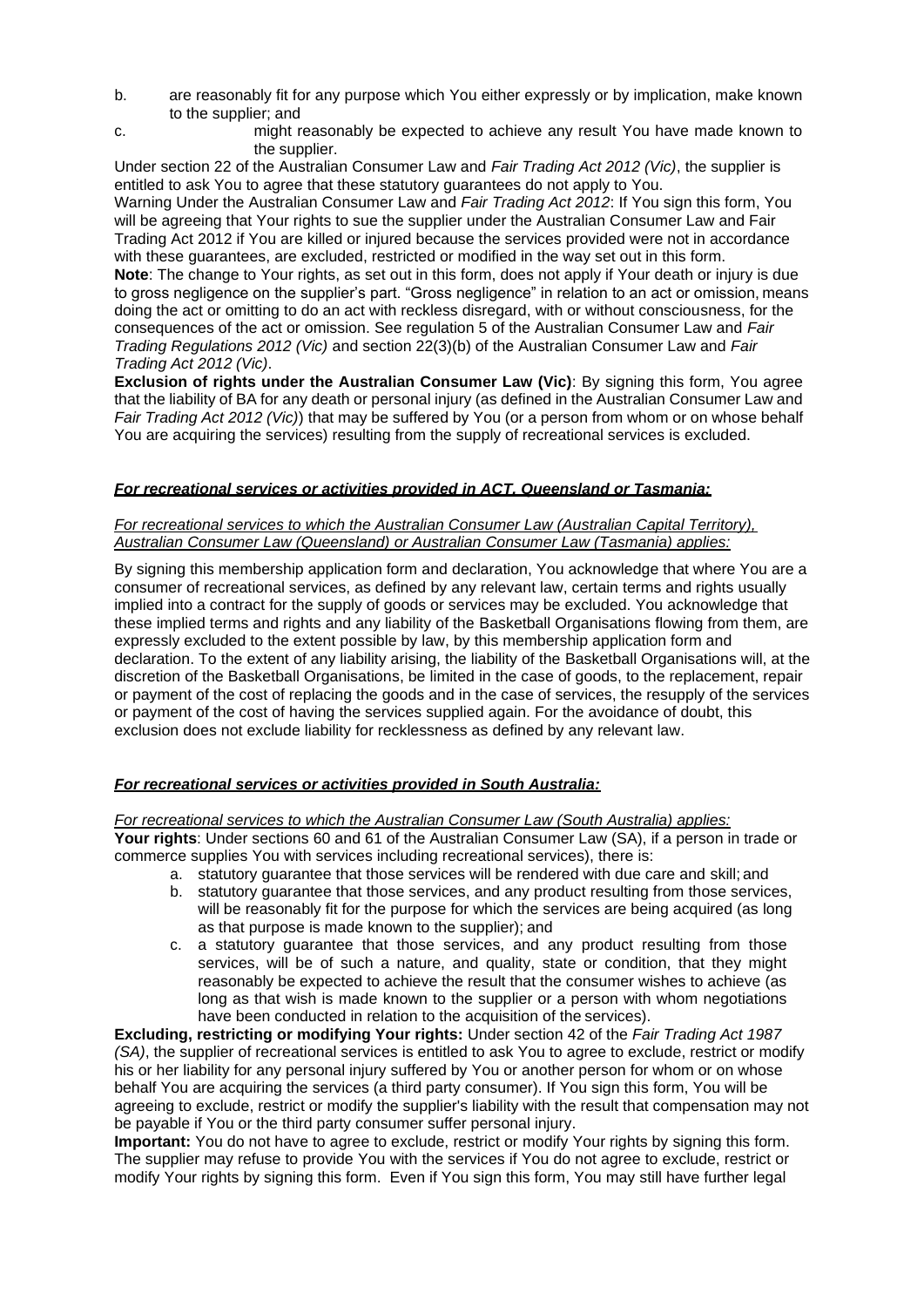b. are reasonably fit for any purpose which You either expressly or by implication, make known to the supplier; and

c. might reasonably be expected to achieve any result You have made known to the supplier.

Under section 22 of the Australian Consumer Law and *Fair Trading Act 2012 (Vic)*, the supplier is entitled to ask You to agree that these statutory guarantees do not apply to You.

Warning Under the Australian Consumer Law and *Fair Trading Act 2012*: If You sign this form, You will be agreeing that Your rights to sue the supplier under the Australian Consumer Law and Fair Trading Act 2012 if You are killed or injured because the services provided were not in accordance with these guarantees, are excluded, restricted or modified in the way set out in this form.

**Note**: The change to Your rights, as set out in this form, does not apply if Your death or injury is due to gross negligence on the supplier's part. "Gross negligence" in relation to an act or omission, means doing the act or omitting to do an act with reckless disregard, with or without consciousness, for the consequences of the act or omission. See regulation 5 of the Australian Consumer Law and *Fair Trading Regulations 2012 (Vic)* and section 22(3)(b) of the Australian Consumer Law and *Fair Trading Act 2012 (Vic)*.

**Exclusion of rights under the Australian Consumer Law (Vic)**: By signing this form, You agree that the liability of BA for any death or personal injury (as defined in the Australian Consumer Law and *Fair Trading Act 2012 (Vic)*) that may be suffered by You (or a person from whom or on whose behalf You are acquiring the services) resulting from the supply of recreational services is excluded.

***For recreational services or activities provided in ACT, Queensland or Tasmania:***

*For recreational services to which the Australian Consumer Law (Australian Capital Territory), Australian Consumer Law (Queensland) or Australian Consumer Law (Tasmania) applies:*

By signing this membership application form and declaration, You acknowledge that where You are a consumer of recreational services, as defined by any relevant law, certain terms and rights usually implied into a contract for the supply of goods or services may be excluded. You acknowledge that these implied terms and rights and any liability of the Basketball Organisations flowing from them, are expressly excluded to the extent possible by law, by this membership application form and declaration. To the extent of any liability arising, the liability of the Basketball Organisations will, at the discretion of the Basketball Organisations, be limited in the case of goods, to the replacement, repair or payment of the cost of replacing the goods and in the case of services, the resupply of the services or payment of the cost of having the services supplied again. For the avoidance of doubt, this exclusion does not exclude liability for recklessness as defined by any relevant law.

***For recreational services or activities provided in South Australia:***

*For recreational services to which the Australian Consumer Law (South Australia) applies:*

**Your rights**: Under sections 60 and 61 of the Australian Consumer Law (SA), if a person in trade or commerce supplies You with services including recreational services), there is:

a. statutory guarantee that those services will be rendered with due care and skill; and
b. statutory guarantee that those services, and any product resulting from those services, will be reasonably fit for the purpose for which the services are being acquired (as long as that purpose is made known to the supplier); and
c. a statutory guarantee that those services, and any product resulting from those services, will be of such a nature, and quality, state or condition, that they might reasonably be expected to achieve the result that the consumer wishes to achieve (as long as that wish is made known to the supplier or a person with whom negotiations have been conducted in relation to the acquisition of the services).

**Excluding, restricting or modifying Your rights:** Under section 42 of the *Fair Trading Act 1987 (SA)*, the supplier of recreational services is entitled to ask You to agree to exclude, restrict or modify his or her liability for any personal injury suffered by You or another person for whom or on whose behalf You are acquiring the services (a third party consumer). If You sign this form, You will be agreeing to exclude, restrict or modify the supplier's liability with the result that compensation may not be payable if You or the third party consumer suffer personal injury.

**Important:** You do not have to agree to exclude, restrict or modify Your rights by signing this form. The supplier may refuse to provide You with the services if You do not agree to exclude, restrict or modify Your rights by signing this form. Even if You sign this form, You may still have further legal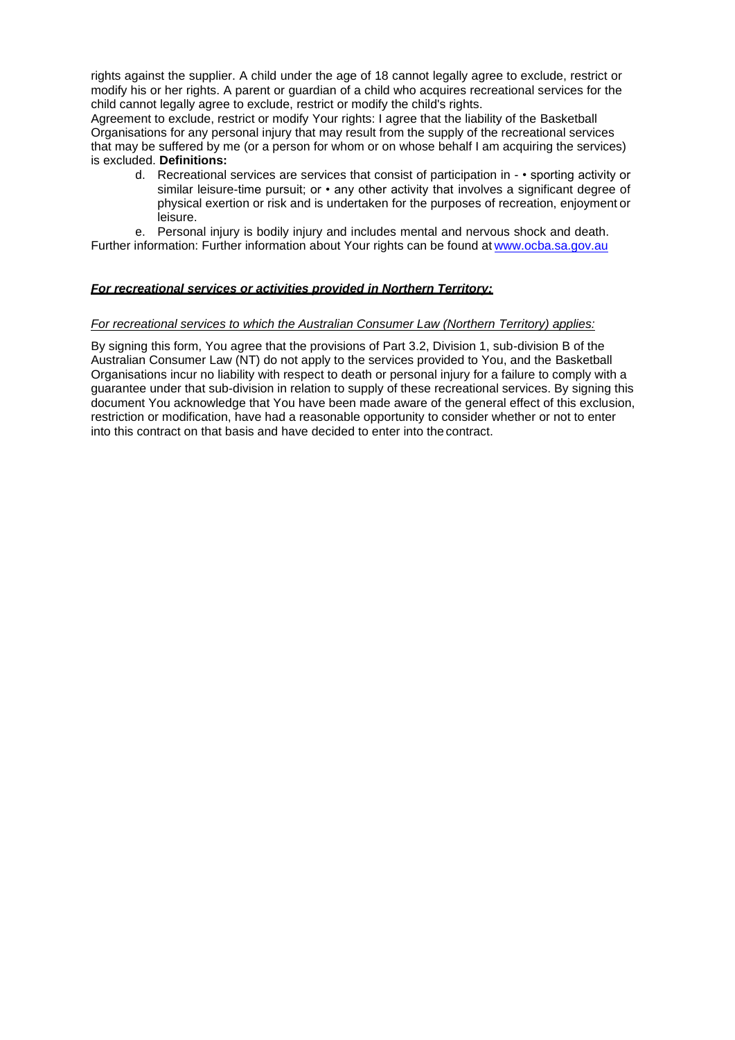rights against the supplier. A child under the age of 18 cannot legally agree to exclude, restrict or modify his or her rights. A parent or guardian of a child who acquires recreational services for the child cannot legally agree to exclude, restrict or modify the child's rights.

Agreement to exclude, restrict or modify Your rights: I agree that the liability of the Basketball Organisations for any personal injury that may result from the supply of the recreational services that may be suffered by me (or a person for whom or on whose behalf I am acquiring the services) is excluded. **Definitions:**

d. Recreational services are services that consist of participation in - • sporting activity or similar leisure-time pursuit; or • any other activity that involves a significant degree of physical exertion or risk and is undertaken for the purposes of recreation, enjoyment or leisure.

e. Personal injury is bodily injury and includes mental and nervous shock and death.

Further information: Further information about Your rights can be found at www.ocba.sa.gov.au

***For recreational services or activities provided in Northern Territory:***

*For recreational services to which the Australian Consumer Law (Northern Territory) applies:*

By signing this form, You agree that the provisions of Part 3.2, Division 1, sub-division B of the Australian Consumer Law (NT) do not apply to the services provided to You, and the Basketball Organisations incur no liability with respect to death or personal injury for a failure to comply with a guarantee under that sub-division in relation to supply of these recreational services. By signing this document You acknowledge that You have been made aware of the general effect of this exclusion, restriction or modification, have had a reasonable opportunity to consider whether or not to enter into this contract on that basis and have decided to enter into the contract.